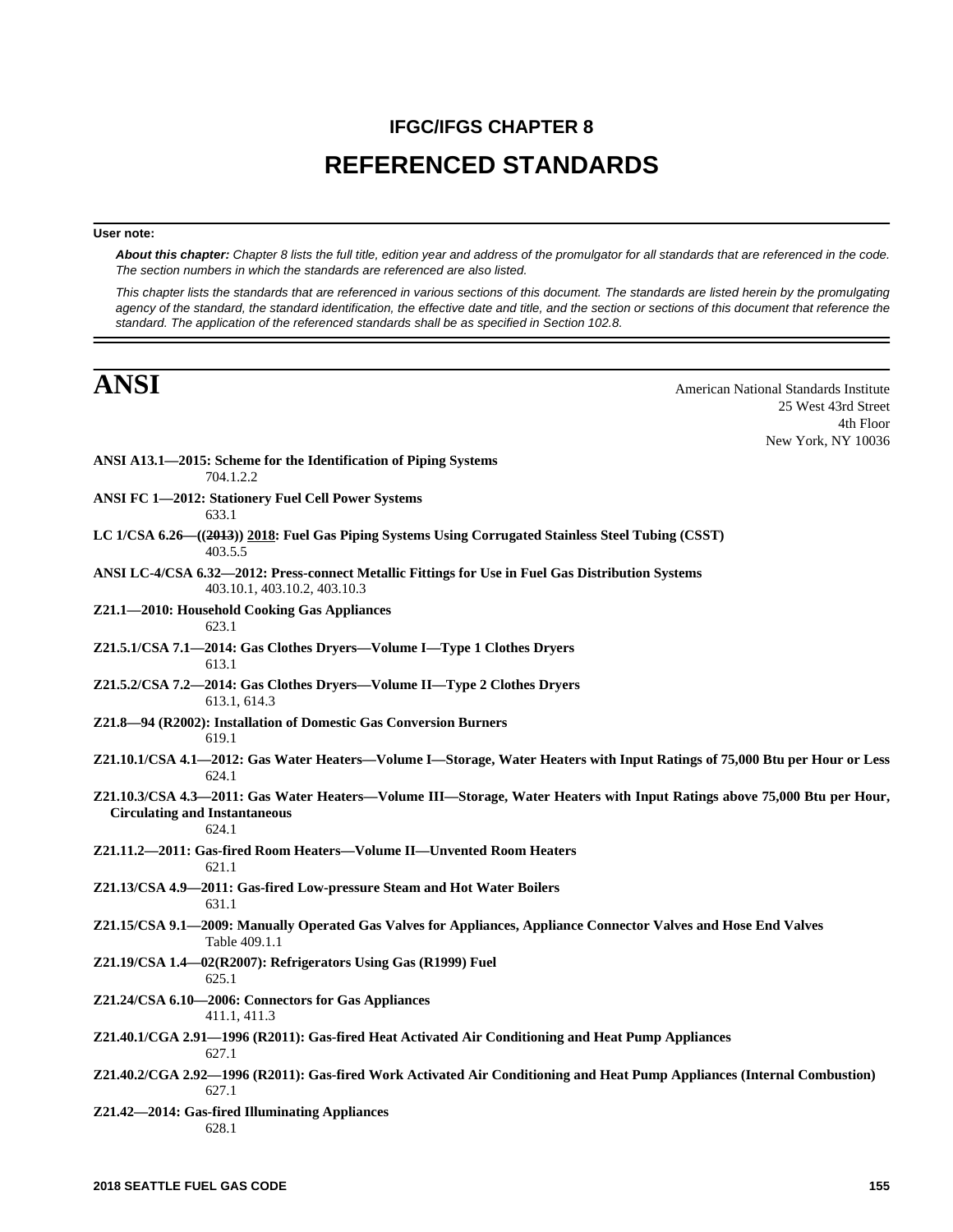# IFGC/IFGS CHAPTER 8

# REFERENCED STANDARDS

**User note:**

***About this chapter:*** *Chapter 8 lists the full title, edition year and address of the promulgator for all standards that are referenced in the code. The section numbers in which the standards are referenced are also listed.*

*This chapter lists the standards that are referenced in various sections of this document. The standards are listed herein by the promulgating agency of the standard, the standard identification, the effective date and title, and the section or sections of this document that reference the standard. The application of the referenced standards shall be as specified in Section 102.8.*

## ANSI

American National Standards Institute
25 West 43rd Street
4th Floor
New York, NY 10036

**ANSI A13.1—2015: Scheme for the Identification of Piping Systems**
704.1.2.2

**ANSI FC 1—2012: Stationery Fuel Cell Power Systems**
633.1

**LC 1/CSA 6.26—((~~2013~~)) <u>2018</u>: Fuel Gas Piping Systems Using Corrugated Stainless Steel Tubing (CSST)**
403.5.5

**ANSI LC-4/CSA 6.32—2012: Press-connect Metallic Fittings for Use in Fuel Gas Distribution Systems**
403.10.1, 403.10.2, 403.10.3

**Z21.1—2010: Household Cooking Gas Appliances**
623.1

**Z21.5.1/CSA 7.1—2014: Gas Clothes Dryers—Volume I—Type 1 Clothes Dryers**
613.1

**Z21.5.2/CSA 7.2—2014: Gas Clothes Dryers—Volume II—Type 2 Clothes Dryers**
613.1, 614.3

**Z21.8—94 (R2002): Installation of Domestic Gas Conversion Burners**
619.1

**Z21.10.1/CSA 4.1—2012: Gas Water Heaters—Volume I—Storage, Water Heaters with Input Ratings of 75,000 Btu per Hour or Less**
624.1

**Z21.10.3/CSA 4.3—2011: Gas Water Heaters—Volume III—Storage, Water Heaters with Input Ratings above 75,000 Btu per Hour, Circulating and Instantaneous**
624.1

**Z21.11.2—2011: Gas-fired Room Heaters—Volume II—Unvented Room Heaters**
621.1

**Z21.13/CSA 4.9—2011: Gas-fired Low-pressure Steam and Hot Water Boilers**
631.1

**Z21.15/CSA 9.1—2009: Manually Operated Gas Valves for Appliances, Appliance Connector Valves and Hose End Valves**
Table 409.1.1

**Z21.19/CSA 1.4—02(R2007): Refrigerators Using Gas (R1999) Fuel**
625.1

**Z21.24/CSA 6.10—2006: Connectors for Gas Appliances**
411.1, 411.3

**Z21.40.1/CGA 2.91—1996 (R2011): Gas-fired Heat Activated Air Conditioning and Heat Pump Appliances**
627.1

**Z21.40.2/CGA 2.92—1996 (R2011): Gas-fired Work Activated Air Conditioning and Heat Pump Appliances (Internal Combustion)**
627.1

**Z21.42—2014: Gas-fired Illuminating Appliances**
628.1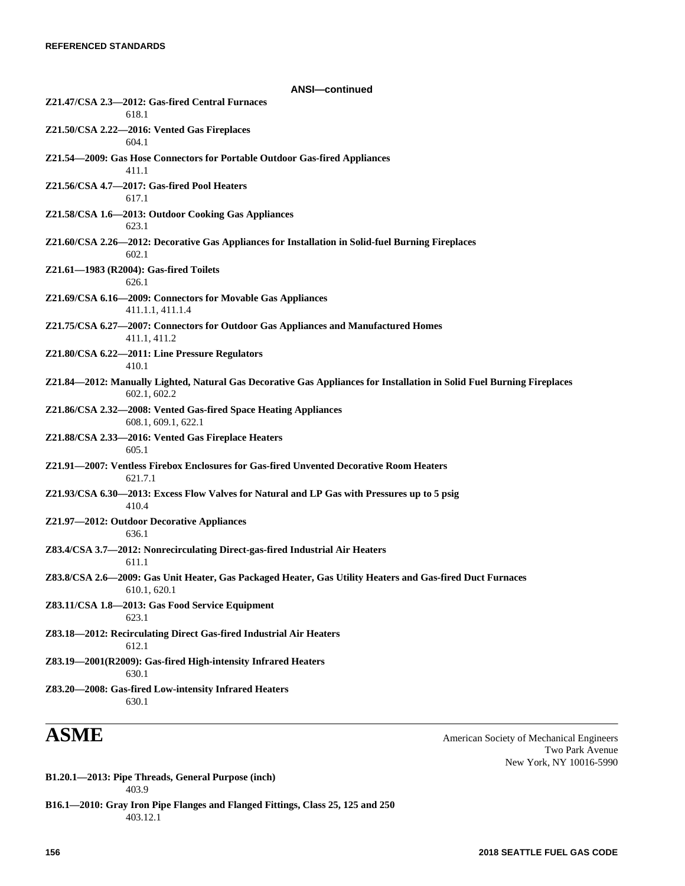**ANSI—continued**

**Z21.47/CSA 2.3—2012: Gas-fired Central Furnaces**
618.1

**Z21.50/CSA 2.22—2016: Vented Gas Fireplaces**
604.1

**Z21.54—2009: Gas Hose Connectors for Portable Outdoor Gas-fired Appliances**
411.1

**Z21.56/CSA 4.7—2017: Gas-fired Pool Heaters**
617.1

**Z21.58/CSA 1.6—2013: Outdoor Cooking Gas Appliances**
623.1

**Z21.60/CSA 2.26—2012: Decorative Gas Appliances for Installation in Solid-fuel Burning Fireplaces**
602.1

**Z21.61—1983 (R2004): Gas-fired Toilets**
626.1

**Z21.69/CSA 6.16—2009: Connectors for Movable Gas Appliances**
411.1.1, 411.1.4

**Z21.75/CSA 6.27—2007: Connectors for Outdoor Gas Appliances and Manufactured Homes**
411.1, 411.2

**Z21.80/CSA 6.22—2011: Line Pressure Regulators**
410.1

**Z21.84—2012: Manually Lighted, Natural Gas Decorative Gas Appliances for Installation in Solid Fuel Burning Fireplaces**
602.1, 602.2

**Z21.86/CSA 2.32—2008: Vented Gas-fired Space Heating Appliances**
608.1, 609.1, 622.1

**Z21.88/CSA 2.33—2016: Vented Gas Fireplace Heaters**
605.1

**Z21.91—2007: Ventless Firebox Enclosures for Gas-fired Unvented Decorative Room Heaters**
621.7.1

**Z21.93/CSA 6.30—2013: Excess Flow Valves for Natural and LP Gas with Pressures up to 5 psig**
410.4

**Z21.97—2012: Outdoor Decorative Appliances**
636.1

**Z83.4/CSA 3.7—2012: Nonrecirculating Direct-gas-fired Industrial Air Heaters**
611.1

**Z83.8/CSA 2.6—2009: Gas Unit Heater, Gas Packaged Heater, Gas Utility Heaters and Gas-fired Duct Furnaces**
610.1, 620.1

**Z83.11/CSA 1.8—2013: Gas Food Service Equipment**
623.1

**Z83.18—2012: Recirculating Direct Gas-fired Industrial Air Heaters**
612.1

**Z83.19—2001(R2009): Gas-fired High-intensity Infrared Heaters**
630.1

**Z83.20—2008: Gas-fired Low-intensity Infrared Heaters**
630.1

# ASME

American Society of Mechanical Engineers
Two Park Avenue
New York, NY 10016-5990

**B1.20.1—2013: Pipe Threads, General Purpose (inch)**
403.9

**B16.1—2010: Gray Iron Pipe Flanges and Flanged Fittings, Class 25, 125 and 250**
403.12.1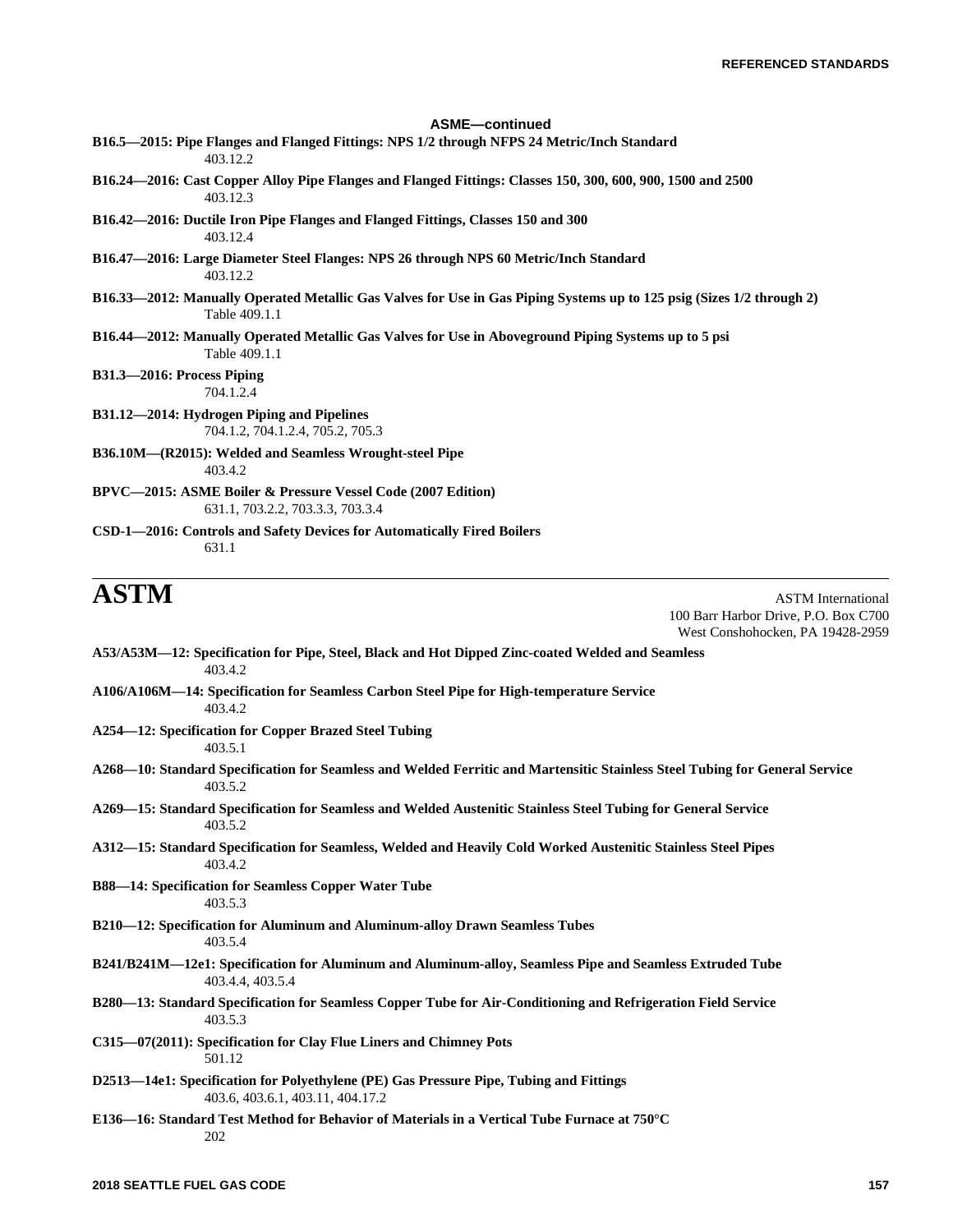### ASME—continued

**B16.5—2015: Pipe Flanges and Flanged Fittings: NPS 1/2 through NFPS 24 Metric/Inch Standard**
403.12.2

**B16.24—2016: Cast Copper Alloy Pipe Flanges and Flanged Fittings: Classes 150, 300, 600, 900, 1500 and 2500**
403.12.3

**B16.42—2016: Ductile Iron Pipe Flanges and Flanged Fittings, Classes 150 and 300**
403.12.4

**B16.47—2016: Large Diameter Steel Flanges: NPS 26 through NPS 60 Metric/Inch Standard**
403.12.2

**B16.33—2012: Manually Operated Metallic Gas Valves for Use in Gas Piping Systems up to 125 psig (Sizes 1/2 through 2)**
Table 409.1.1

**B16.44—2012: Manually Operated Metallic Gas Valves for Use in Aboveground Piping Systems up to 5 psi**
Table 409.1.1

**B31.3—2016: Process Piping**
704.1.2.4

**B31.12—2014: Hydrogen Piping and Pipelines**
704.1.2, 704.1.2.4, 705.2, 705.3

**B36.10M—(R2015): Welded and Seamless Wrought-steel Pipe**
403.4.2

**BPVC—2015: ASME Boiler & Pressure Vessel Code (2007 Edition)**
631.1, 703.2.2, 703.3.3, 703.3.4

**CSD-1—2016: Controls and Safety Devices for Automatically Fired Boilers**
631.1

# ASTM

ASTM International
100 Barr Harbor Drive, P.O. Box C700
West Conshohocken, PA 19428-2959

**A53/A53M—12: Specification for Pipe, Steel, Black and Hot Dipped Zinc-coated Welded and Seamless**
403.4.2

**A106/A106M—14: Specification for Seamless Carbon Steel Pipe for High-temperature Service**
403.4.2

**A254—12: Specification for Copper Brazed Steel Tubing**
403.5.1

**A268—10: Standard Specification for Seamless and Welded Ferritic and Martensitic Stainless Steel Tubing for General Service**
403.5.2

**A269—15: Standard Specification for Seamless and Welded Austenitic Stainless Steel Tubing for General Service**
403.5.2

**A312—15: Standard Specification for Seamless, Welded and Heavily Cold Worked Austenitic Stainless Steel Pipes**
403.4.2

**B88—14: Specification for Seamless Copper Water Tube**
403.5.3

**B210—12: Specification for Aluminum and Aluminum-alloy Drawn Seamless Tubes**
403.5.4

**B241/B241M—12e1: Specification for Aluminum and Aluminum-alloy, Seamless Pipe and Seamless Extruded Tube**
403.4.4, 403.5.4

**B280—13: Standard Specification for Seamless Copper Tube for Air-Conditioning and Refrigeration Field Service**
403.5.3

**C315—07(2011): Specification for Clay Flue Liners and Chimney Pots**
501.12

**D2513—14e1: Specification for Polyethylene (PE) Gas Pressure Pipe, Tubing and Fittings**
403.6, 403.6.1, 403.11, 404.17.2

**E136—16: Standard Test Method for Behavior of Materials in a Vertical Tube Furnace at 750°C**
202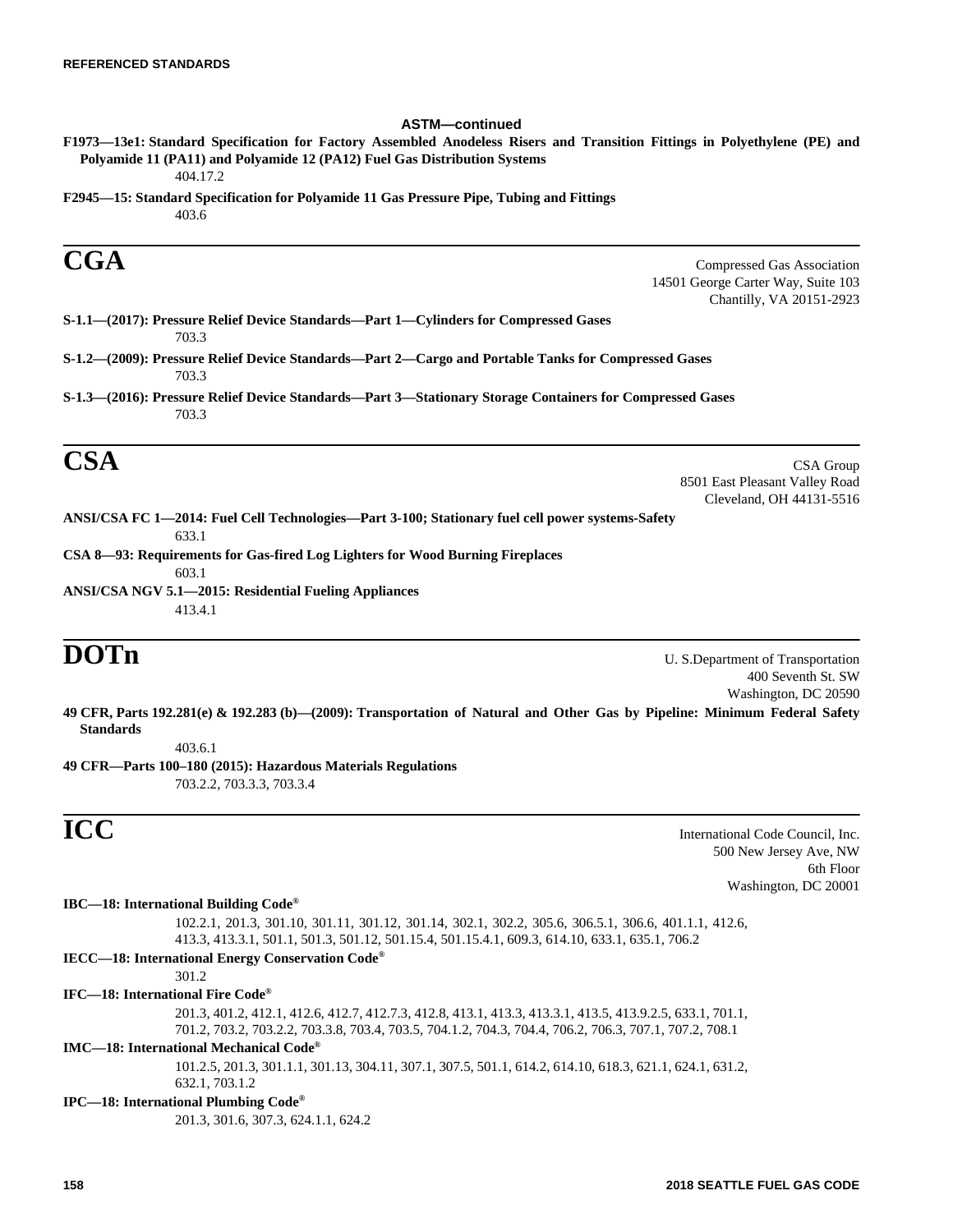**ASTM—continued**

**F1973—13e1: Standard Specification for Factory Assembled Anodeless Risers and Transition Fittings in Polyethylene (PE) and Polyamide 11 (PA11) and Polyamide 12 (PA12) Fuel Gas Distribution Systems**

404.17.2

**F2945—15: Standard Specification for Polyamide 11 Gas Pressure Pipe, Tubing and Fittings**

403.6

## CGA

Compressed Gas Association
14501 George Carter Way, Suite 103
Chantilly, VA 20151-2923

**S-1.1—(2017): Pressure Relief Device Standards—Part 1—Cylinders for Compressed Gases**

703.3

**S-1.2—(2009): Pressure Relief Device Standards—Part 2—Cargo and Portable Tanks for Compressed Gases**

703.3

**S-1.3—(2016): Pressure Relief Device Standards—Part 3—Stationary Storage Containers for Compressed Gases**

703.3

## CSA

CSA Group
8501 East Pleasant Valley Road
Cleveland, OH 44131-5516

**ANSI/CSA FC 1—2014: Fuel Cell Technologies—Part 3-100; Stationary fuel cell power systems-Safety**

633.1

**CSA 8—93: Requirements for Gas-fired Log Lighters for Wood Burning Fireplaces**

603.1

**ANSI/CSA NGV 5.1—2015: Residential Fueling Appliances**

413.4.1

## DOTn

U. S.Department of Transportation
400 Seventh St. SW
Washington, DC 20590

**49 CFR, Parts 192.281(e) & 192.283 (b)—(2009): Transportation of Natural and Other Gas by Pipeline: Minimum Federal Safety Standards**

403.6.1

**49 CFR—Parts 100–180 (2015): Hazardous Materials Regulations**

703.2.2, 703.3.3, 703.3.4

## ICC

International Code Council, Inc.
500 New Jersey Ave, NW
6th Floor
Washington, DC 20001

**IBC—18: International Building Code®**

102.2.1, 201.3, 301.10, 301.11, 301.12, 301.14, 302.1, 302.2, 305.6, 306.5.1, 306.6, 401.1.1, 412.6, 413.3, 413.3.1, 501.1, 501.3, 501.12, 501.15.4, 501.15.4.1, 609.3, 614.10, 633.1, 635.1, 706.2

**IECC—18: International Energy Conservation Code®**

301.2

**IFC—18: International Fire Code®**

201.3, 401.2, 412.1, 412.6, 412.7, 412.7.3, 412.8, 413.1, 413.3, 413.3.1, 413.5, 413.9.2.5, 633.1, 701.1, 701.2, 703.2, 703.2.2, 703.3.8, 703.4, 703.5, 704.1.2, 704.3, 704.4, 706.2, 706.3, 707.1, 707.2, 708.1

**IMC—18: International Mechanical Code®**

101.2.5, 201.3, 301.1.1, 301.13, 304.11, 307.1, 307.5, 501.1, 614.2, 614.10, 618.3, 621.1, 624.1, 631.2, 632.1, 703.1.2

**IPC—18: International Plumbing Code®**

201.3, 301.6, 307.3, 624.1.1, 624.2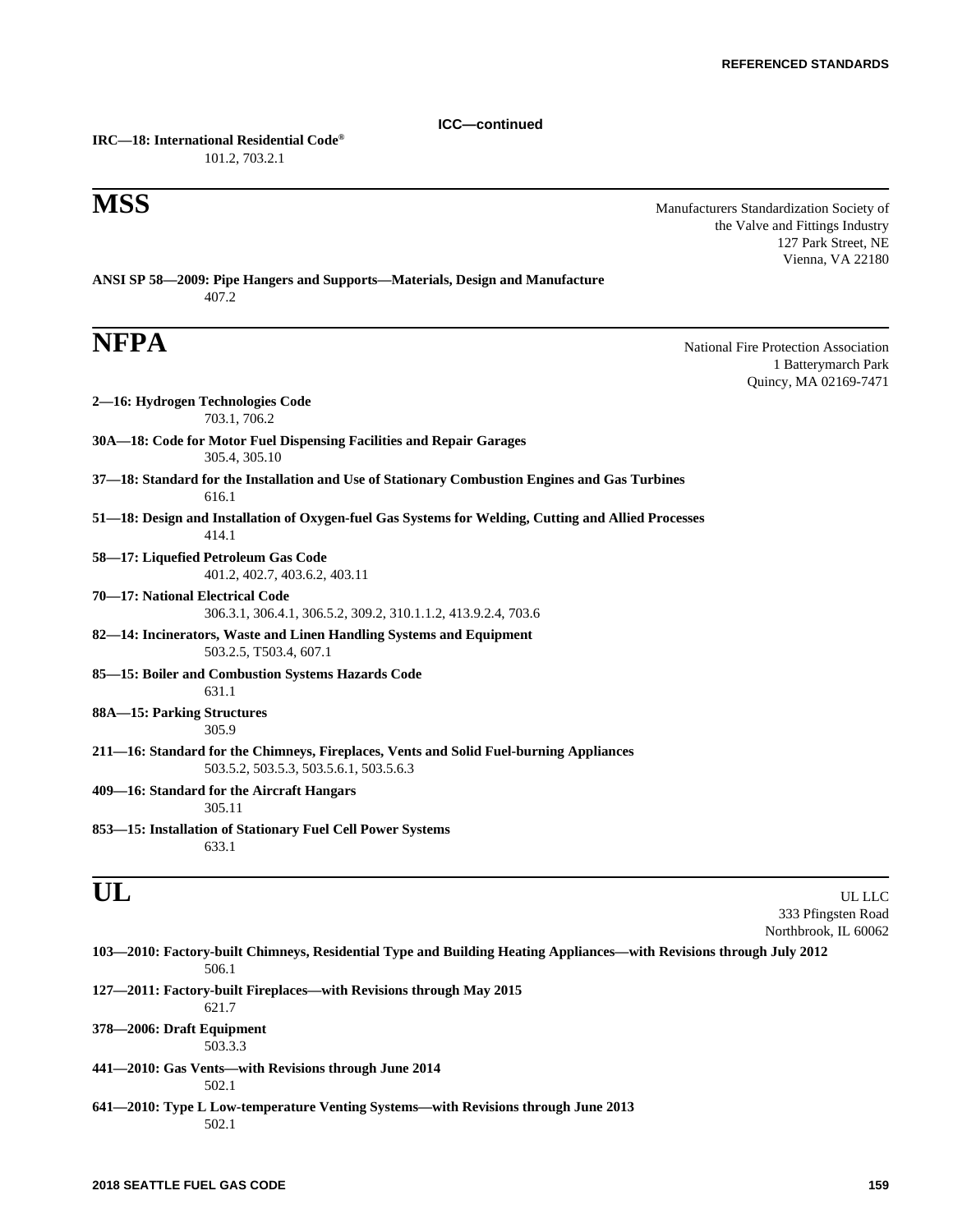**ICC—continued**

**IRC—18: International Residential Code®**
101.2, 703.2.1

## MSS

Manufacturers Standardization Society of
the Valve and Fittings Industry
127 Park Street, NE
Vienna, VA 22180

**ANSI SP 58—2009: Pipe Hangers and Supports—Materials, Design and Manufacture**
407.2

## NFPA

National Fire Protection Association
1 Batterymarch Park
Quincy, MA 02169-7471

**2—16: Hydrogen Technologies Code**
703.1, 706.2

**30A—18: Code for Motor Fuel Dispensing Facilities and Repair Garages**
305.4, 305.10

**37—18: Standard for the Installation and Use of Stationary Combustion Engines and Gas Turbines**
616.1

**51—18: Design and Installation of Oxygen-fuel Gas Systems for Welding, Cutting and Allied Processes**
414.1

**58—17: Liquefied Petroleum Gas Code**
401.2, 402.7, 403.6.2, 403.11

**70—17: National Electrical Code**
306.3.1, 306.4.1, 306.5.2, 309.2, 310.1.1.2, 413.9.2.4, 703.6

**82—14: Incinerators, Waste and Linen Handling Systems and Equipment**
503.2.5, T503.4, 607.1

**85—15: Boiler and Combustion Systems Hazards Code**
631.1

**88A—15: Parking Structures**
305.9

**211—16: Standard for the Chimneys, Fireplaces, Vents and Solid Fuel-burning Appliances**
503.5.2, 503.5.3, 503.5.6.1, 503.5.6.3

**409—16: Standard for the Aircraft Hangars**
305.11

**853—15: Installation of Stationary Fuel Cell Power Systems**
633.1

## UL

UL LLC
333 Pfingsten Road
Northbrook, IL 60062

**103—2010: Factory-built Chimneys, Residential Type and Building Heating Appliances—with Revisions through July 2012**
506.1

**127—2011: Factory-built Fireplaces—with Revisions through May 2015**
621.7

**378—2006: Draft Equipment**
503.3.3

**441—2010: Gas Vents—with Revisions through June 2014**
502.1

**641—2010: Type L Low-temperature Venting Systems—with Revisions through June 2013**
502.1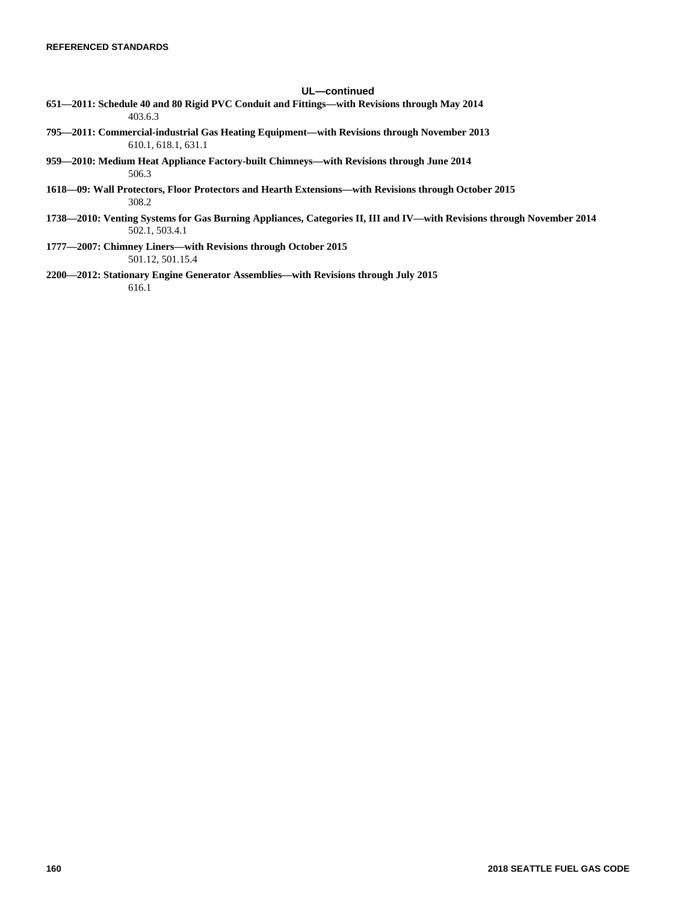## UL—continued

**651—2011: Schedule 40 and 80 Rigid PVC Conduit and Fittings—with Revisions through May 2014**
403.6.3

**795—2011: Commercial-industrial Gas Heating Equipment—with Revisions through November 2013**
610.1, 618.1, 631.1

**959—2010: Medium Heat Appliance Factory-built Chimneys—with Revisions through June 2014**
506.3

**1618—09: Wall Protectors, Floor Protectors and Hearth Extensions—with Revisions through October 2015**
308.2

**1738—2010: Venting Systems for Gas Burning Appliances, Categories II, III and IV—with Revisions through November 2014**
502.1, 503.4.1

**1777—2007: Chimney Liners—with Revisions through October 2015**
501.12, 501.15.4

**2200—2012: Stationary Engine Generator Assemblies—with Revisions through July 2015**
616.1